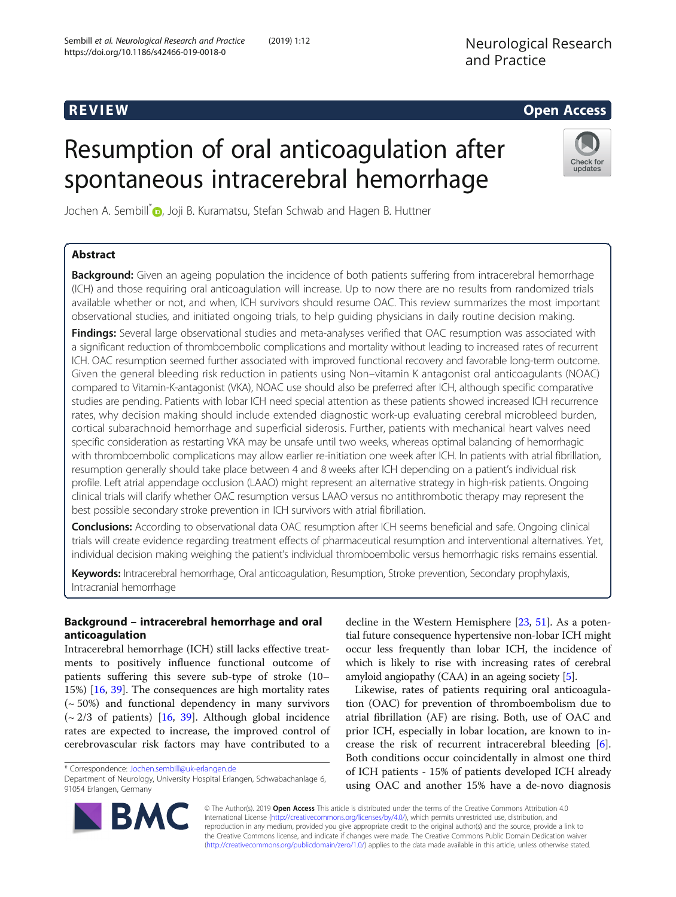REVIEW Open Access

# Resumption of oral anticoagulation after spontaneous intracerebral hemorrhage

Jochen A. Sembill*, Joji B. Kuramatsu, Stefan Schwab and Hagen B. Huttner

## Abstract

**Background:** Given an ageing population the incidence of both patients suffering from intracerebral hemorrhage (ICH) and those requiring oral anticoagulation will increase. Up to now there are no results from randomized trials available whether or not, and when, ICH survivors should resume OAC. This review summarizes the most important observational studies, and initiated ongoing trials, to help guiding physicians in daily routine decision making.

**Findings:** Several large observational studies and meta-analyses verified that OAC resumption was associated with a significant reduction of thromboembolic complications and mortality without leading to increased rates of recurrent ICH. OAC resumption seemed further associated with improved functional recovery and favorable long-term outcome. Given the general bleeding risk reduction in patients using Non–vitamin K antagonist oral anticoagulants (NOAC) compared to Vitamin-K-antagonist (VKA), NOAC use should also be preferred after ICH, although specific comparative studies are pending. Patients with lobar ICH need special attention as these patients showed increased ICH recurrence rates, why decision making should include extended diagnostic work-up evaluating cerebral microbleed burden, cortical subarachnoid hemorrhage and superficial siderosis. Further, patients with mechanical heart valves need specific consideration as restarting VKA may be unsafe until two weeks, whereas optimal balancing of hemorrhagic with thromboembolic complications may allow earlier re-initiation one week after ICH. In patients with atrial fibrillation, resumption generally should take place between 4 and 8 weeks after ICH depending on a patient's individual risk profile. Left atrial appendage occlusion (LAAO) might represent an alternative strategy in high-risk patients. Ongoing clinical trials will clarify whether OAC resumption versus LAAO versus no antithrombotic therapy may represent the best possible secondary stroke prevention in ICH survivors with atrial fibrillation.

**Conclusions:** According to observational data OAC resumption after ICH seems beneficial and safe. Ongoing clinical trials will create evidence regarding treatment effects of pharmaceutical resumption and interventional alternatives. Yet, individual decision making weighing the patient's individual thromboembolic versus hemorrhagic risks remains essential.

**Keywords:** Intracerebral hemorrhage, Oral anticoagulation, Resumption, Stroke prevention, Secondary prophylaxis, Intracranial hemorrhage

## Background – intracerebral hemorrhage and oral anticoagulation

Intracerebral hemorrhage (ICH) still lacks effective treatments to positively influence functional outcome of patients suffering this severe sub-type of stroke (10–15%) [16, 39]. The consequences are high mortality rates (~ 50%) and functional dependency in many survivors (~ 2/3 of patients) [16, 39]. Although global incidence rates are expected to increase, the improved control of cerebrovascular risk factors may have contributed to a decline in the Western Hemisphere [23, 51]. As a potential future consequence hypertensive non-lobar ICH might occur less frequently than lobar ICH, the incidence of which is likely to rise with increasing rates of cerebral amyloid angiopathy (CAA) in an ageing society [5].

Likewise, rates of patients requiring oral anticoagulation (OAC) for prevention of thromboembolism due to atrial fibrillation (AF) are rising. Both, use of OAC and prior ICH, especially in lobar location, are known to increase the risk of recurrent intracerebral bleeding [6]. Both conditions occur coincidentally in almost one third of ICH patients - 15% of patients developed ICH already using OAC and another 15% have a de-novo diagnosis

\* Correspondence: Jochen.sembill@uk-erlangen.de
Department of Neurology, University Hospital Erlangen, Schwabachanlage 6, 91054 Erlangen, Germany

© The Author(s). 2019 **Open Access** This article is distributed under the terms of the Creative Commons Attribution 4.0 International License (http://creativecommons.org/licenses/by/4.0/), which permits unrestricted use, distribution, and reproduction in any medium, provided you give appropriate credit to the original author(s) and the source, provide a link to the Creative Commons license, and indicate if changes were made. The Creative Commons Public Domain Dedication waiver (http://creativecommons.org/publicdomain/zero/1.0/) applies to the data made available in this article, unless otherwise stated.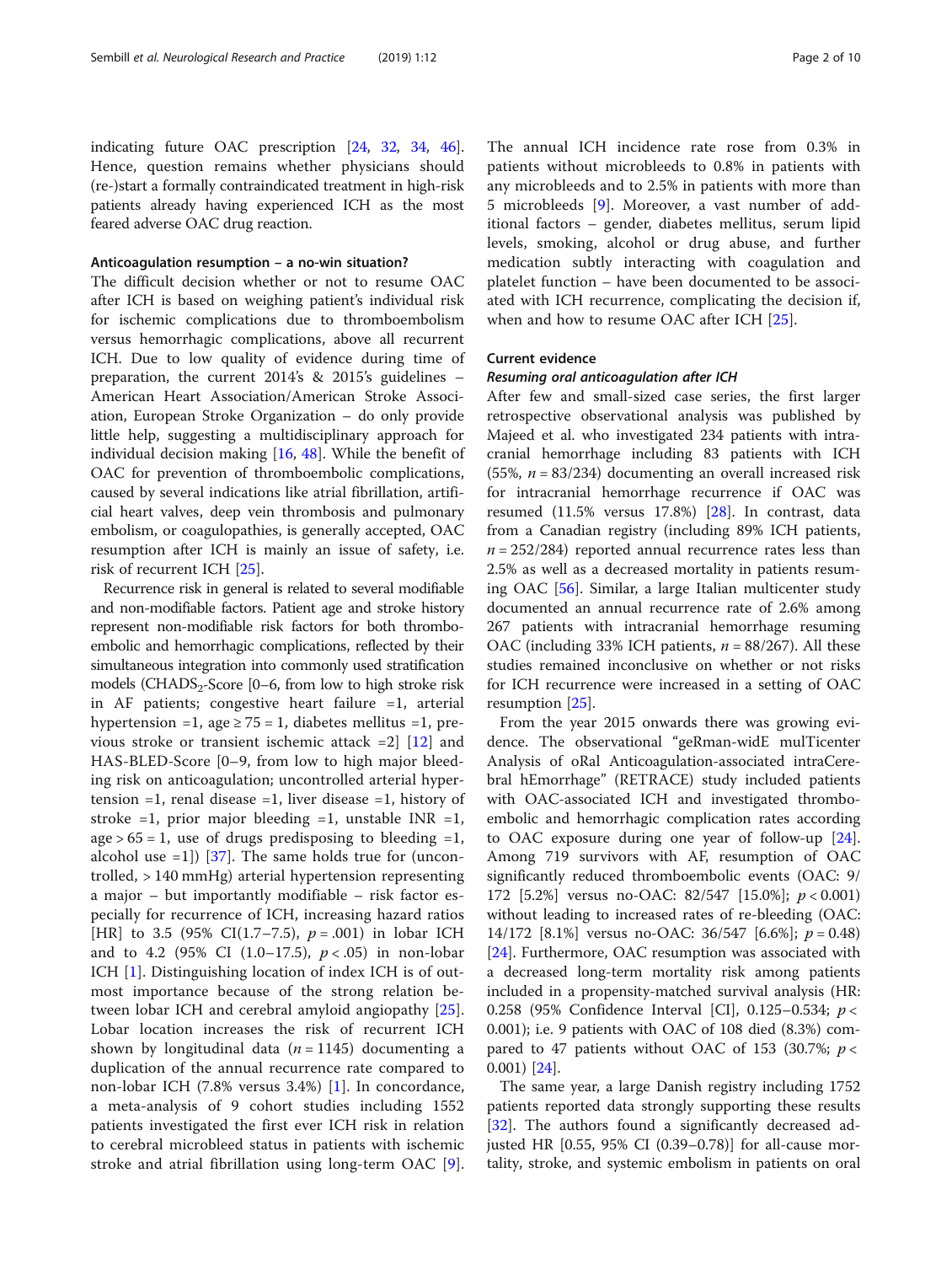indicating future OAC prescription [24, 32, 34, 46]. Hence, question remains whether physicians should (re-)start a formally contraindicated treatment in high-risk patients already having experienced ICH as the most feared adverse OAC drug reaction.

### Anticoagulation resumption – a no-win situation?

The difficult decision whether or not to resume OAC after ICH is based on weighing patient's individual risk for ischemic complications due to thromboembolism versus hemorrhagic complications, above all recurrent ICH. Due to low quality of evidence during time of preparation, the current 2014's & 2015's guidelines – American Heart Association/American Stroke Association, European Stroke Organization – do only provide little help, suggesting a multidisciplinary approach for individual decision making [16, 48]. While the benefit of OAC for prevention of thromboembolic complications, caused by several indications like atrial fibrillation, artificial heart valves, deep vein thrombosis and pulmonary embolism, or coagulopathies, is generally accepted, OAC resumption after ICH is mainly an issue of safety, i.e. risk of recurrent ICH [25].

Recurrence risk in general is related to several modifiable and non-modifiable factors. Patient age and stroke history represent non-modifiable risk factors for both thromboembolic and hemorrhagic complications, reflected by their simultaneous integration into commonly used stratification models ($CHADS_2$-Score [0–6, from low to high stroke risk in AF patients; congestive heart failure =1, arterial hypertension =1, age ≥ 75 = 1, diabetes mellitus =1, previous stroke or transient ischemic attack =2] [12] and HAS-BLED-Score [0–9, from low to high major bleeding risk on anticoagulation; uncontrolled arterial hypertension =1, renal disease =1, liver disease =1, history of stroke =1, prior major bleeding =1, unstable INR =1, age > 65 = 1, use of drugs predisposing to bleeding =1, alcohol use =1]) [37]. The same holds true for (uncontrolled, > 140 mmHg) arterial hypertension representing a major – but importantly modifiable – risk factor especially for recurrence of ICH, increasing hazard ratios [HR] to 3.5 (95% CI(1.7–7.5), $p = .001$) in lobar ICH and to 4.2 (95% CI (1.0–17.5), $p < .05$) in non-lobar ICH [1]. Distinguishing location of index ICH is of outmost importance because of the strong relation between lobar ICH and cerebral amyloid angiopathy [25]. Lobar location increases the risk of recurrent ICH shown by longitudinal data ($n = 1145$) documenting a duplication of the annual recurrence rate compared to non-lobar ICH (7.8% versus 3.4%) [1]. In concordance, a meta-analysis of 9 cohort studies including 1552 patients investigated the first ever ICH risk in relation to cerebral microbleed status in patients with ischemic stroke and atrial fibrillation using long-term OAC [9]. The annual ICH incidence rate rose from 0.3% in patients without microbleeds to 0.8% in patients with any microbleeds and to 2.5% in patients with more than 5 microbleeds [9]. Moreover, a vast number of additional factors – gender, diabetes mellitus, serum lipid levels, smoking, alcohol or drug abuse, and further medication subtly interacting with coagulation and platelet function – have been documented to be associated with ICH recurrence, complicating the decision if, when and how to resume OAC after ICH [25].

### Current evidence

#### *Resuming oral anticoagulation after ICH*

After few and small-sized case series, the first larger retrospective observational analysis was published by Majeed et al. who investigated 234 patients with intracranial hemorrhage including 83 patients with ICH (55%, $n = 83/234$) documenting an overall increased risk for intracranial hemorrhage recurrence if OAC was resumed (11.5% versus 17.8%) [28]. In contrast, data from a Canadian registry (including 89% ICH patients, $n = 252/284$) reported annual recurrence rates less than 2.5% as well as a decreased mortality in patients resuming OAC [56]. Similar, a large Italian multicenter study documented an annual recurrence rate of 2.6% among 267 patients with intracranial hemorrhage resuming OAC (including 33% ICH patients, $n = 88/267$). All these studies remained inconclusive on whether or not risks for ICH recurrence were increased in a setting of OAC resumption [25].

From the year 2015 onwards there was growing evidence. The observational "geRman-widE mulTicenter Analysis of oRal Anticoagulation-associated intraCerebral hEmorrhage" (RETRACE) study included patients with OAC-associated ICH and investigated thromboembolic and hemorrhagic complication rates according to OAC exposure during one year of follow-up [24]. Among 719 survivors with AF, resumption of OAC significantly reduced thromboembolic events (OAC: 9/172 [5.2%] versus no-OAC: 82/547 [15.0%]; $p < 0.001$) without leading to increased rates of re-bleeding (OAC: 14/172 [8.1%] versus no-OAC: 36/547 [6.6%]; $p = 0.48$) [24]. Furthermore, OAC resumption was associated with a decreased long-term mortality risk among patients included in a propensity-matched survival analysis (HR: 0.258 (95% Confidence Interval [CI], 0.125–0.534; $p < 0.001$); i.e. 9 patients with OAC of 108 died (8.3%) compared to 47 patients without OAC of 153 (30.7%; $p < 0.001$) [24].

The same year, a large Danish registry including 1752 patients reported data strongly supporting these results [32]. The authors found a significantly decreased adjusted HR [0.55, 95% CI (0.39–0.78)] for all-cause mortality, stroke, and systemic embolism in patients on oral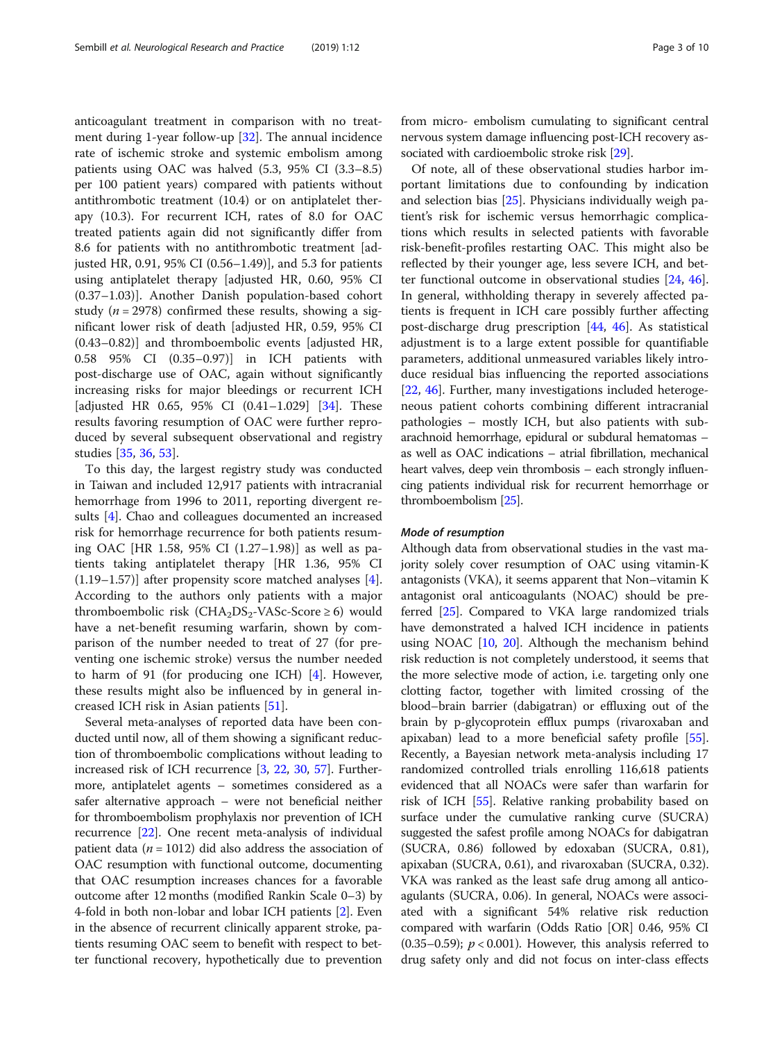anticoagulant treatment in comparison with no treatment during 1-year follow-up [32]. The annual incidence rate of ischemic stroke and systemic embolism among patients using OAC was halved (5.3, 95% CI (3.3–8.5) per 100 patient years) compared with patients without antithrombotic treatment (10.4) or on antiplatelet therapy (10.3). For recurrent ICH, rates of 8.0 for OAC treated patients again did not significantly differ from 8.6 for patients with no antithrombotic treatment [adjusted HR, 0.91, 95% CI (0.56–1.49)], and 5.3 for patients using antiplatelet therapy [adjusted HR, 0.60, 95% CI (0.37–1.03)]. Another Danish population-based cohort study ($n = 2978$) confirmed these results, showing a significant lower risk of death [adjusted HR, 0.59, 95% CI (0.43–0.82)] and thromboembolic events [adjusted HR, 0.58 95% CI (0.35–0.97)] in ICH patients with post-discharge use of OAC, again without significantly increasing risks for major bleedings or recurrent ICH [adjusted HR 0.65, 95% CI (0.41–1.029] [34]. These results favoring resumption of OAC were further reproduced by several subsequent observational and registry studies [35, 36, 53].

To this day, the largest registry study was conducted in Taiwan and included 12,917 patients with intracranial hemorrhage from 1996 to 2011, reporting divergent results [4]. Chao and colleagues documented an increased risk for hemorrhage recurrence for both patients resuming OAC [HR 1.58, 95% CI (1.27–1.98)] as well as patients taking antiplatelet therapy [HR 1.36, 95% CI (1.19–1.57)] after propensity score matched analyses [4]. According to the authors only patients with a major thromboembolic risk ($CHA_2DS_2$-VASc-Score ≥ 6) would have a net-benefit resuming warfarin, shown by comparison of the number needed to treat of 27 (for preventing one ischemic stroke) versus the number needed to harm of 91 (for producing one ICH) [4]. However, these results might also be influenced by in general increased ICH risk in Asian patients [51].

Several meta-analyses of reported data have been conducted until now, all of them showing a significant reduction of thromboembolic complications without leading to increased risk of ICH recurrence [3, 22, 30, 57]. Furthermore, antiplatelet agents – sometimes considered as a safer alternative approach – were not beneficial neither for thromboembolism prophylaxis nor prevention of ICH recurrence [22]. One recent meta-analysis of individual patient data ($n = 1012$) did also address the association of OAC resumption with functional outcome, documenting that OAC resumption increases chances for a favorable outcome after 12 months (modified Rankin Scale 0–3) by 4-fold in both non-lobar and lobar ICH patients [2]. Even in the absence of recurrent clinically apparent stroke, patients resuming OAC seem to benefit with respect to better functional recovery, hypothetically due to prevention from micro- embolism cumulating to significant central nervous system damage influencing post-ICH recovery associated with cardioembolic stroke risk [29].

Of note, all of these observational studies harbor important limitations due to confounding by indication and selection bias [25]. Physicians individually weigh patient's risk for ischemic versus hemorrhagic complications which results in selected patients with favorable risk-benefit-profiles restarting OAC. This might also be reflected by their younger age, less severe ICH, and better functional outcome in observational studies [24, 46]. In general, withholding therapy in severely affected patients is frequent in ICH care possibly further affecting post-discharge drug prescription [44, 46]. As statistical adjustment is to a large extent possible for quantifiable parameters, additional unmeasured variables likely introduce residual bias influencing the reported associations [22, 46]. Further, many investigations included heterogeneous patient cohorts combining different intracranial pathologies – mostly ICH, but also patients with subarachnoid hemorrhage, epidural or subdural hematomas – as well as OAC indications – atrial fibrillation, mechanical heart valves, deep vein thrombosis – each strongly influencing patients individual risk for recurrent hemorrhage or thromboembolism [25].

### *Mode of resumption*

Although data from observational studies in the vast majority solely cover resumption of OAC using vitamin-K antagonists (VKA), it seems apparent that Non–vitamin K antagonist oral anticoagulants (NOAC) should be preferred [25]. Compared to VKA large randomized trials have demonstrated a halved ICH incidence in patients using NOAC [10, 20]. Although the mechanism behind risk reduction is not completely understood, it seems that the more selective mode of action, i.e. targeting only one clotting factor, together with limited crossing of the blood–brain barrier (dabigatran) or effluxing out of the brain by p-glycoprotein efflux pumps (rivaroxaban and apixaban) lead to a more beneficial safety profile [55]. Recently, a Bayesian network meta-analysis including 17 randomized controlled trials enrolling 116,618 patients evidenced that all NOACs were safer than warfarin for risk of ICH [55]. Relative ranking probability based on surface under the cumulative ranking curve (SUCRA) suggested the safest profile among NOACs for dabigatran (SUCRA, 0.86) followed by edoxaban (SUCRA, 0.81), apixaban (SUCRA, 0.61), and rivaroxaban (SUCRA, 0.32). VKA was ranked as the least safe drug among all anticoagulants (SUCRA, 0.06). In general, NOACs were associated with a significant 54% relative risk reduction compared with warfarin (Odds Ratio [OR] 0.46, 95% CI (0.35–0.59); $p < 0.001$). However, this analysis referred to drug safety only and did not focus on inter-class effects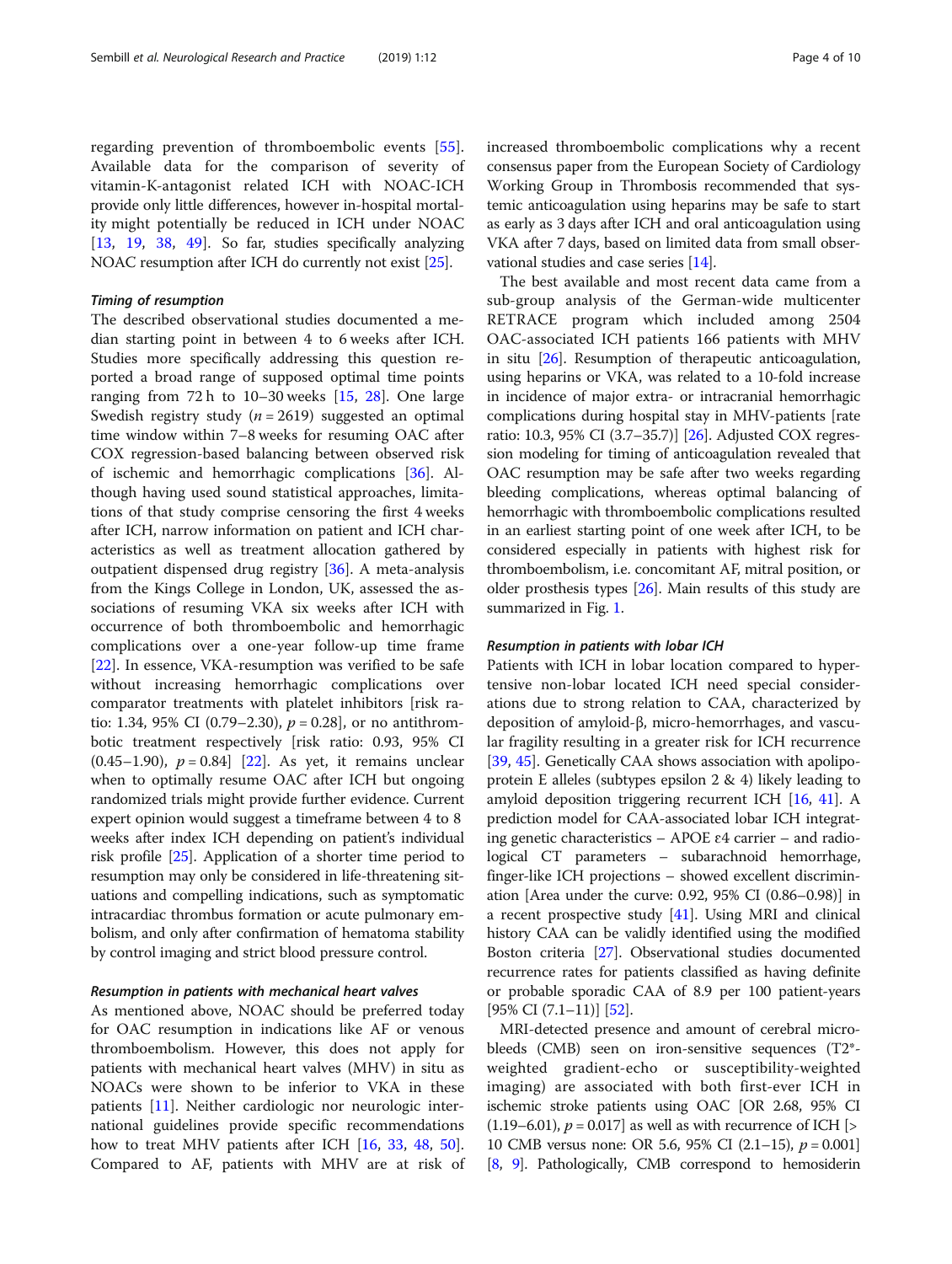regarding prevention of thromboembolic events [55]. Available data for the comparison of severity of vitamin-K-antagonist related ICH with NOAC-ICH provide only little differences, however in-hospital mortality might potentially be reduced in ICH under NOAC [13, 19, 38, 49]. So far, studies specifically analyzing NOAC resumption after ICH do currently not exist [25].

#### *Timing of resumption*

The described observational studies documented a median starting point in between 4 to 6 weeks after ICH. Studies more specifically addressing this question reported a broad range of supposed optimal time points ranging from 72 h to 10–30 weeks [15, 28]. One large Swedish registry study ($n = 2619$) suggested an optimal time window within 7–8 weeks for resuming OAC after COX regression-based balancing between observed risk of ischemic and hemorrhagic complications [36]. Although having used sound statistical approaches, limitations of that study comprise censoring the first 4 weeks after ICH, narrow information on patient and ICH characteristics as well as treatment allocation gathered by outpatient dispensed drug registry [36]. A meta-analysis from the Kings College in London, UK, assessed the associations of resuming VKA six weeks after ICH with occurrence of both thromboembolic and hemorrhagic complications over a one-year follow-up time frame [22]. In essence, VKA-resumption was verified to be safe without increasing hemorrhagic complications over comparator treatments with platelet inhibitors [risk ratio: 1.34, 95% CI (0.79–2.30), $p = 0.28$], or no antithrombotic treatment respectively [risk ratio: 0.93, 95% CI (0.45–1.90), $p = 0.84$] [22]. As yet, it remains unclear when to optimally resume OAC after ICH but ongoing randomized trials might provide further evidence. Current expert opinion would suggest a timeframe between 4 to 8 weeks after index ICH depending on patient's individual risk profile [25]. Application of a shorter time period to resumption may only be considered in life-threatening situations and compelling indications, such as symptomatic intracardiac thrombus formation or acute pulmonary embolism, and only after confirmation of hematoma stability by control imaging and strict blood pressure control.

#### *Resumption in patients with mechanical heart valves*

As mentioned above, NOAC should be preferred today for OAC resumption in indications like AF or venous thromboembolism. However, this does not apply for patients with mechanical heart valves (MHV) in situ as NOACs were shown to be inferior to VKA in these patients [11]. Neither cardiologic nor neurologic international guidelines provide specific recommendations how to treat MHV patients after ICH [16, 33, 48, 50]. Compared to AF, patients with MHV are at risk of increased thromboembolic complications why a recent consensus paper from the European Society of Cardiology Working Group in Thrombosis recommended that systemic anticoagulation using heparins may be safe to start as early as 3 days after ICH and oral anticoagulation using VKA after 7 days, based on limited data from small observational studies and case series [14].

The best available and most recent data came from a sub-group analysis of the German-wide multicenter RETRACE program which included among 2504 OAC-associated ICH patients 166 patients with MHV in situ [26]. Resumption of therapeutic anticoagulation, using heparins or VKA, was related to a 10-fold increase in incidence of major extra- or intracranial hemorrhagic complications during hospital stay in MHV-patients [rate ratio: 10.3, 95% CI (3.7–35.7)] [26]. Adjusted COX regression modeling for timing of anticoagulation revealed that OAC resumption may be safe after two weeks regarding bleeding complications, whereas optimal balancing of hemorrhagic with thromboembolic complications resulted in an earliest starting point of one week after ICH, to be considered especially in patients with highest risk for thromboembolism, i.e. concomitant AF, mitral position, or older prosthesis types [26]. Main results of this study are summarized in Fig. 1.

#### *Resumption in patients with lobar ICH*

Patients with ICH in lobar location compared to hypertensive non-lobar located ICH need special considerations due to strong relation to CAA, characterized by deposition of amyloid-β, micro-hemorrhages, and vascular fragility resulting in a greater risk for ICH recurrence [39, 45]. Genetically CAA shows association with apolipoprotein E alleles (subtypes epsilon 2 & 4) likely leading to amyloid deposition triggering recurrent ICH [16, 41]. A prediction model for CAA-associated lobar ICH integrating genetic characteristics – APOE ε4 carrier – and radiological CT parameters – subarachnoid hemorrhage, finger-like ICH projections – showed excellent discrimination [Area under the curve: 0.92, 95% CI (0.86–0.98)] in a recent prospective study [41]. Using MRI and clinical history CAA can be validly identified using the modified Boston criteria [27]. Observational studies documented recurrence rates for patients classified as having definite or probable sporadic CAA of 8.9 per 100 patient-years [95% CI (7.1–11)] [52].

MRI-detected presence and amount of cerebral microbleeds (CMB) seen on iron-sensitive sequences (T2*-weighted gradient-echo or susceptibility-weighted imaging) are associated with both first-ever ICH in ischemic stroke patients using OAC [OR 2.68, 95% CI (1.19–6.01), $p = 0.017$] as well as with recurrence of ICH [> 10 CMB versus none: OR 5.6, 95% CI (2.1–15), $p = 0.001$] [8, 9]. Pathologically, CMB correspond to hemosiderin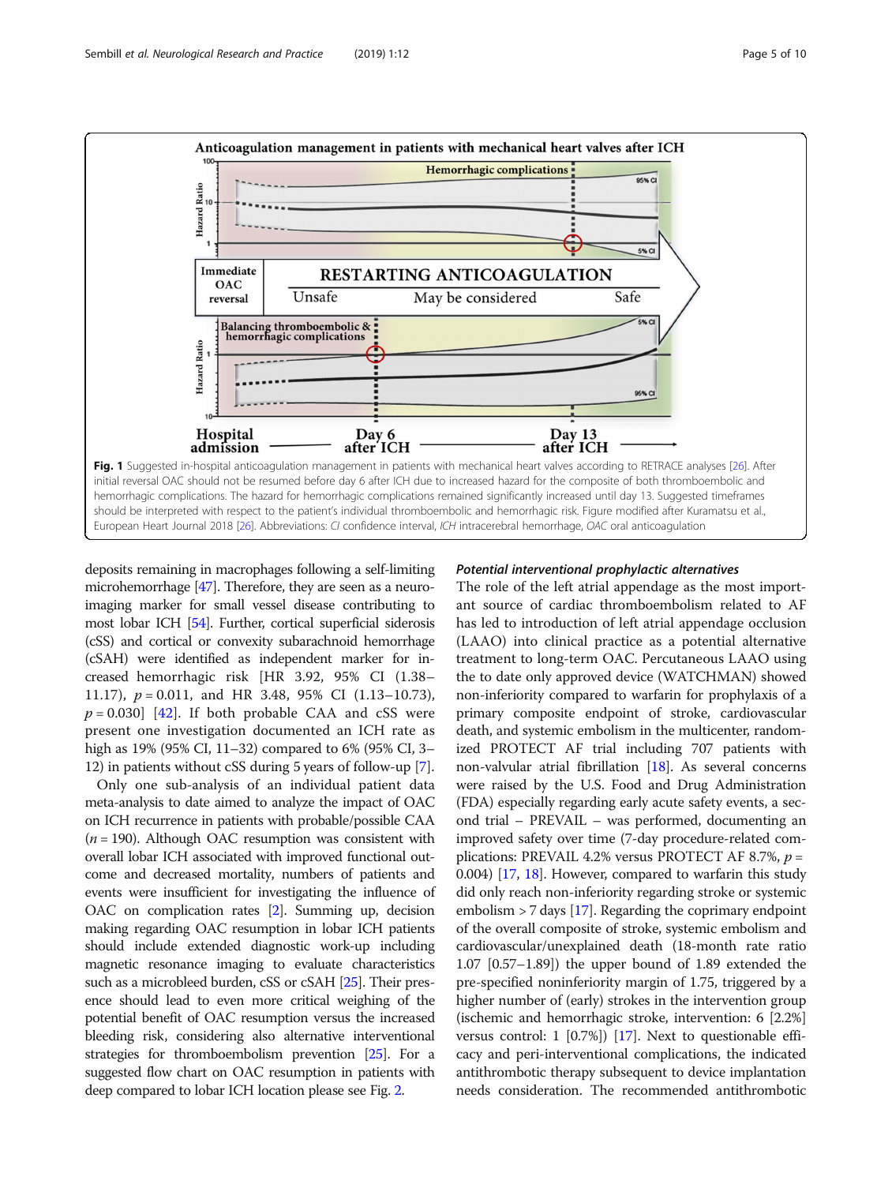Fig. 1 Suggested in-hospital anticoagulation management in patients with mechanical heart valves according to RETRACE analyses [26]. After initial reversal OAC should not be resumed before day 6 after ICH due to increased hazard for the composite of both thromboembolic and hemorrhagic complications. The hazard for hemorrhagic complications remained significantly increased until day 13. Suggested timeframes should be interpreted with respect to the patient's individual thromboembolic and hemorrhagic risk. Figure modified after Kuramatsu et al., European Heart Journal 2018 [26]. Abbreviations: *CI* confidence interval, *ICH* intracerebral hemorrhage, *OAC* oral anticoagulation

deposits remaining in macrophages following a self-limiting microhemorrhage [47]. Therefore, they are seen as a neuroimaging marker for small vessel disease contributing to most lobar ICH [54]. Further, cortical superficial siderosis (cSS) and cortical or convexity subarachnoid hemorrhage (cSAH) were identified as independent marker for increased hemorrhagic risk [HR 3.92, 95% CI (1.38–11.17), $p = 0.011$, and HR 3.48, 95% CI (1.13–10.73), $p = 0.030$] [42]. If both probable CAA and cSS were present one investigation documented an ICH rate as high as 19% (95% CI, 11–32) compared to 6% (95% CI, 3–12) in patients without cSS during 5 years of follow-up [7].

Only one sub-analysis of an individual patient data meta-analysis to date aimed to analyze the impact of OAC on ICH recurrence in patients with probable/possible CAA ($n = 190$). Although OAC resumption was consistent with overall lobar ICH associated with improved functional outcome and decreased mortality, numbers of patients and events were insufficient for investigating the influence of OAC on complication rates [2]. Summing up, decision making regarding OAC resumption in lobar ICH patients should include extended diagnostic work-up including magnetic resonance imaging to evaluate characteristics such as a microbleed burden, cSS or cSAH [25]. Their presence should lead to even more critical weighing of the potential benefit of OAC resumption versus the increased bleeding risk, considering also alternative interventional strategies for thromboembolism prevention [25]. For a suggested flow chart on OAC resumption in patients with deep compared to lobar ICH location please see Fig. 2.

### *Potential interventional prophylactic alternatives*

The role of the left atrial appendage as the most important source of cardiac thromboembolism related to AF has led to introduction of left atrial appendage occlusion (LAAO) into clinical practice as a potential alternative treatment to long-term OAC. Percutaneous LAAO using the to date only approved device (WATCHMAN) showed non-inferiority compared to warfarin for prophylaxis of a primary composite endpoint of stroke, cardiovascular death, and systemic embolism in the multicenter, randomized PROTECT AF trial including 707 patients with non-valvular atrial fibrillation [18]. As several concerns were raised by the U.S. Food and Drug Administration (FDA) especially regarding early acute safety events, a second trial – PREVAIL – was performed, documenting an improved safety over time (7-day procedure-related complications: PREVAIL 4.2% versus PROTECT AF 8.7%, $p = 0.004$) [17, 18]. However, compared to warfarin this study did only reach non-inferiority regarding stroke or systemic embolism > 7 days [17]. Regarding the coprimary endpoint of the overall composite of stroke, systemic embolism and cardiovascular/unexplained death (18-month rate ratio 1.07 [0.57–1.89]) the upper bound of 1.89 extended the pre-specified noninferiority margin of 1.75, triggered by a higher number of (early) strokes in the intervention group (ischemic and hemorrhagic stroke, intervention: 6 [2.2%] versus control: 1 [0.7%]) [17]. Next to questionable efficacy and peri-interventional complications, the indicated antithrombotic therapy subsequent to device implantation needs consideration. The recommended antithrombotic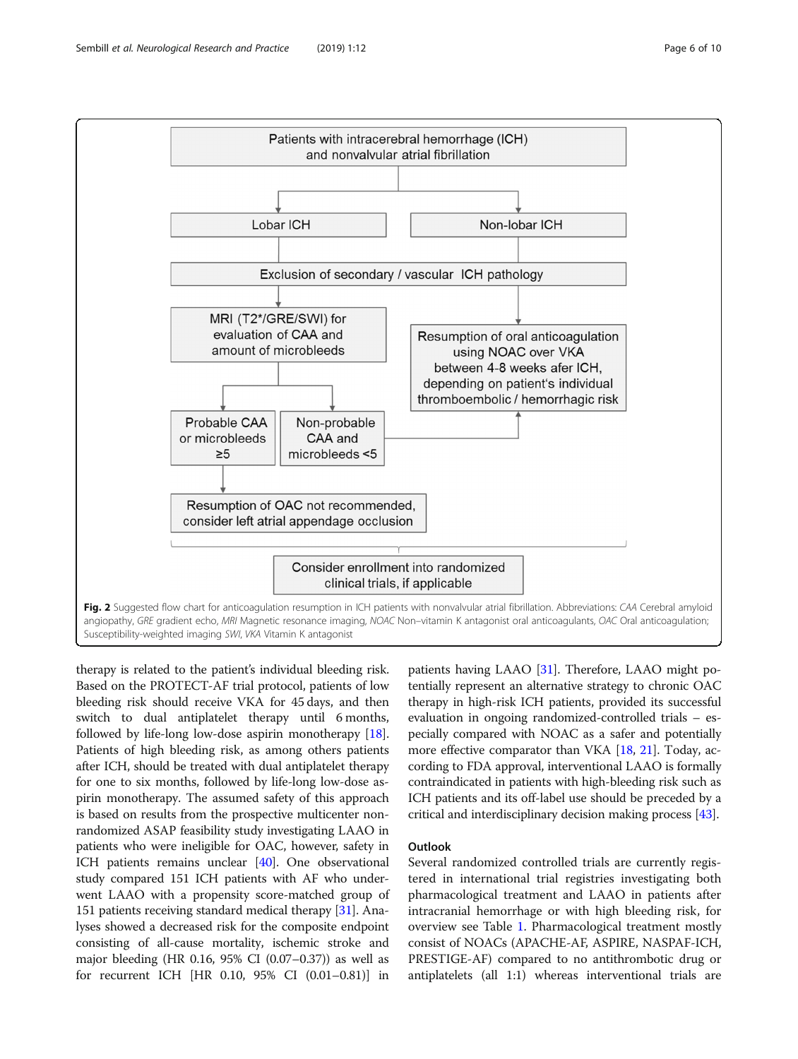Patients with intracerebral hemorrhage (ICH) and nonvalvular atrial fibrillation

Lobar ICH

Non-lobar ICH

Exclusion of secondary / vascular ICH pathology

MRI (T2*/GRE/SWI) for evaluation of CAA and amount of microbleeds

Resumption of oral anticoagulation using NOAC over VKA between 4-8 weeks afer ICH, depending on patient's individual thromboembolic / hemorrhagic risk

Probable CAA or microbleeds ≥5

Non-probable CAA and microbleeds <5

Resumption of OAC not recommended, consider left atrial appendage occlusion

Consider enrollment into randomized clinical trials, if applicable

**Fig. 2** Suggested flow chart for anticoagulation resumption in ICH patients with nonvalvular atrial fibrillation. Abbreviations: *CAA* Cerebral amyloid angiopathy, *GRE* gradient echo, *MRI* Magnetic resonance imaging, *NOAC* Non–vitamin K antagonist oral anticoagulants, *OAC* Oral anticoagulation; Susceptibility-weighted imaging *SWI*, *VKA* Vitamin K antagonist

therapy is related to the patient's individual bleeding risk. Based on the PROTECT-AF trial protocol, patients of low bleeding risk should receive VKA for 45 days, and then switch to dual antiplatelet therapy until 6 months, followed by life-long low-dose aspirin monotherapy [18]. Patients of high bleeding risk, as among others patients after ICH, should be treated with dual antiplatelet therapy for one to six months, followed by life-long low-dose aspirin monotherapy. The assumed safety of this approach is based on results from the prospective multicenter non-randomized ASAP feasibility study investigating LAAO in patients who were ineligible for OAC, however, safety in ICH patients remains unclear [40]. One observational study compared 151 ICH patients with AF who underwent LAAO with a propensity score-matched group of 151 patients receiving standard medical therapy [31]. Analyses showed a decreased risk for the composite endpoint consisting of all-cause mortality, ischemic stroke and major bleeding (HR 0.16, 95% CI (0.07–0.37)) as well as for recurrent ICH [HR 0.10, 95% CI (0.01–0.81)] in patients having LAAO [31]. Therefore, LAAO might potentially represent an alternative strategy to chronic OAC therapy in high-risk ICH patients, provided its successful evaluation in ongoing randomized-controlled trials – especially compared with NOAC as a safer and potentially more effective comparator than VKA [18, 21]. Today, according to FDA approval, interventional LAAO is formally contraindicated in patients with high-bleeding risk such as ICH patients and its off-label use should be preceded by a critical and interdisciplinary decision making process [43].

## Outlook

Several randomized controlled trials are currently registered in international trial registries investigating both pharmacological treatment and LAAO in patients after intracranial hemorrhage or with high bleeding risk, for overview see Table 1. Pharmacological treatment mostly consist of NOACs (APACHE-AF, ASPIRE, NASPAF-ICH, PRESTIGE-AF) compared to no antithrombotic drug or antiplatelets (all 1:1) whereas interventional trials are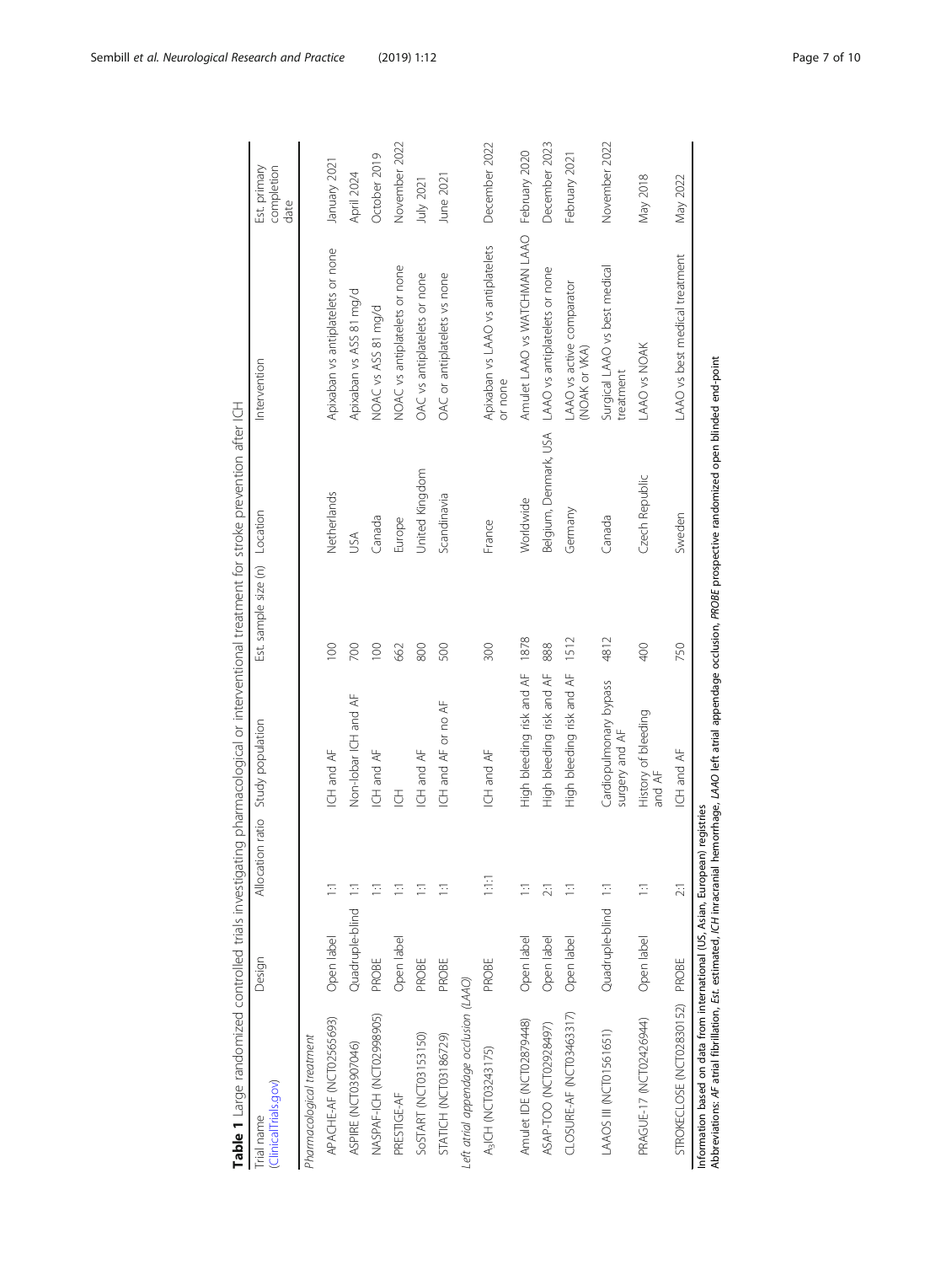**Table 1** Large randomized controlled trials investigating pharmacological or interventional treatment for stroke prevention after ICH

| Trial name (ClinicalTrials.gov) | Design | Allocation ratio | Study population | Est. sample size (n) | Location | Intervention | Est. primary completion date |
|---|---|---|---|---|---|---|---|
| *Pharmacological treatment* | | | | | | | |
| APACHE-AF (NCT02565693) | Open label | 1:1 | ICH and AF | 100 | Netherlands | Apixaban vs antiplatelets or none | January 2021 |
| ASPIRE (NCT03907046) | Quadruple-blind | 1:1 | Non-lobar ICH and AF | 700 | USA | Apixaban vs ASS 81 mg/d | April 2024 |
| NASPAF-ICH (NCT02998905) | PROBE | 1:1 | ICH and AF | 100 | Canada | NOAC vs ASS 81 mg/d | October 2019 |
| PRESTIGE-AF | Open label | 1:1 | ICH | 662 | Europe | NOAC vs antiplatelets or none | November 2022 |
| SoSTART (NCT03153150) | PROBE | 1:1 | ICH and AF | 800 | United Kingdom | OAC vs antiplatelets or none | July 2021 |
| STATICH (NCT03186729) | PROBE | 1:1 | ICH and AF or no AF | 500 | Scandinavia | OAC or antiplatelets vs none | June 2021 |
| *Left atrial appendage occlusion (LAAO)* | | | | | | | |
| $A_3$ICH (NCT03243175) | PROBE | 1:1:1 | ICH and AF | 300 | France | Apixaban vs LAAO vs antiplatelets or none | December 2022 |
| Amulet IDE (NCT02879448) | Open label | 1:1 | High bleeding risk and AF | 1878 | Worldwide | Amulet LAAO vs WATCHMAN LAAO | February 2020 |
| ASAP-TOO (NCT02928497) | Open label | 2:1 | High bleeding risk and AF | 888 | Belgium, Denmark, USA | LAAO vs antiplatelets or none | December 2023 |
| CLOSURE-AF (NCT03463317) | Open label | 1:1 | High bleeding risk and AF | 1512 | Germany | LAAO vs active comparator (NOAK or VKA) | February 2021 |
| LAAOS III (NCT01561651) | Quadruple-blind | 1:1 | Cardiopulmonary bypass surgery and AF | 4812 | Canada | Surgical LAAO vs best medical treatment | November 2022 |
| PRAGUE-17 (NCT02426944) | Open label | 1:1 | History of bleeding and AF | 400 | Czech Republic | LAAO vs NOAK | May 2018 |
| STROKECLOSE (NCT02830152) | PROBE | 2:1 | ICH and AF | 750 | Sweden | LAAO vs best medical treatment | May 2022 |

Information based on data from international (US, Asian, European) registries

Abbreviations: *AF* atrial fibrillation, *Est.* estimated, *ICH* inracranial hemorrhage, *LAAO* left atrial appendage occlusion, *PROBE* prospective randomized open blinded end-point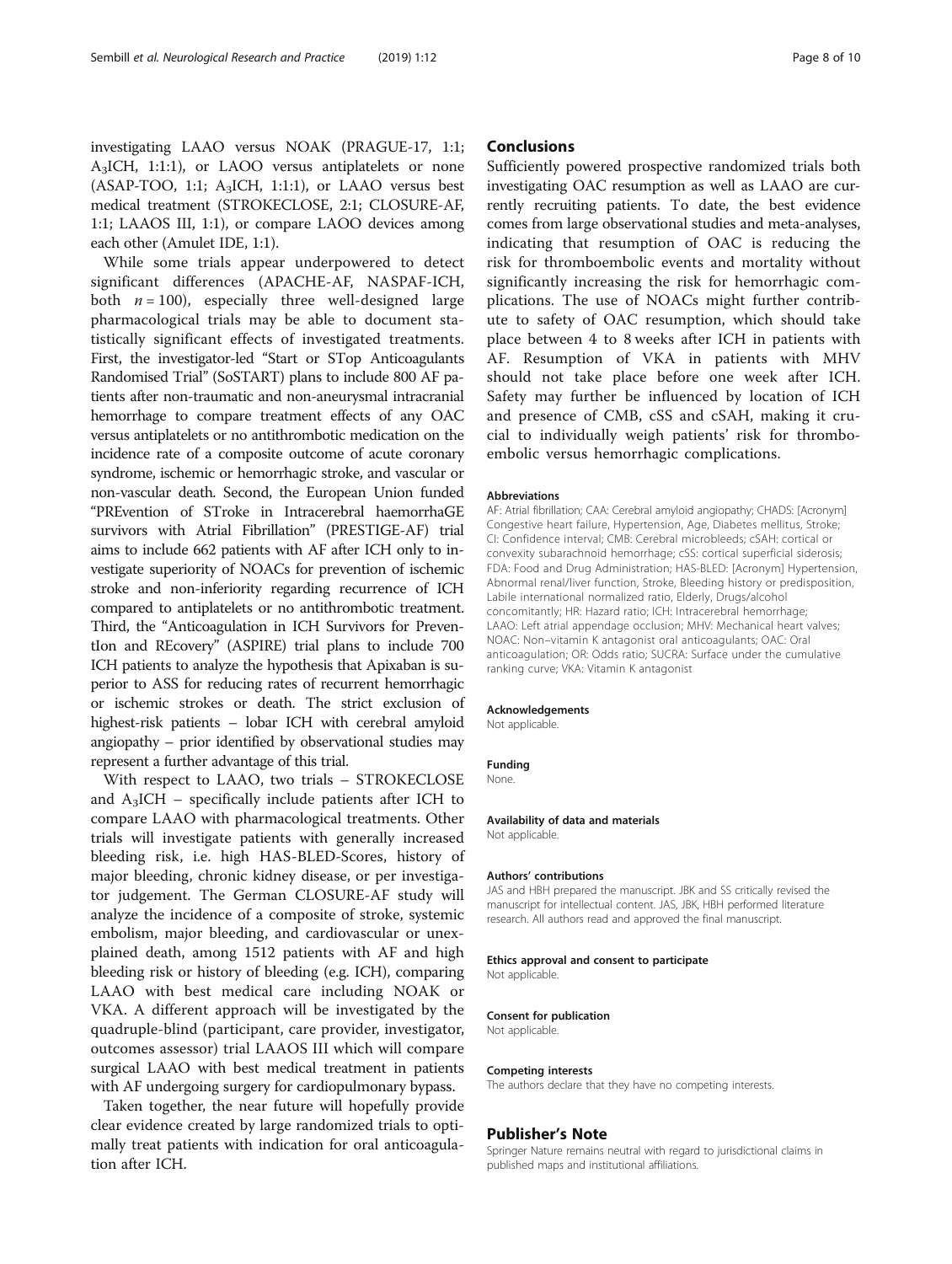investigating LAAO versus NOAK (PRAGUE-17, 1:1; $A_3$ICH, 1:1:1), or LAOO versus antiplatelets or none (ASAP-TOO, 1:1; $A_3$ICH, 1:1:1), or LAAO versus best medical treatment (STROKECLOSE, 2:1; CLOSURE-AF, 1:1; LAAOS III, 1:1), or compare LAOO devices among each other (Amulet IDE, 1:1).

While some trials appear underpowered to detect significant differences (APACHE-AF, NASPAF-ICH, both $n = 100$), especially three well-designed large pharmacological trials may be able to document statistically significant effects of investigated treatments. First, the investigator-led "Start or STop Anticoagulants Randomised Trial" (SoSTART) plans to include 800 AF patients after non-traumatic and non-aneurysmal intracranial hemorrhage to compare treatment effects of any OAC versus antiplatelets or no antithrombotic medication on the incidence rate of a composite outcome of acute coronary syndrome, ischemic or hemorrhagic stroke, and vascular or non-vascular death. Second, the European Union funded "PREvention of STroke in Intracerebral haemorrhaGE survivors with Atrial Fibrillation" (PRESTIGE-AF) trial aims to include 662 patients with AF after ICH only to investigate superiority of NOACs for prevention of ischemic stroke and non-inferiority regarding recurrence of ICH compared to antiplatelets or no antithrombotic treatment. Third, the "Anticoagulation in ICH Survivors for PreventIon and REcovery" (ASPIRE) trial plans to include 700 ICH patients to analyze the hypothesis that Apixaban is superior to ASS for reducing rates of recurrent hemorrhagic or ischemic strokes or death. The strict exclusion of highest-risk patients – lobar ICH with cerebral amyloid angiopathy – prior identified by observational studies may represent a further advantage of this trial.

With respect to LAAO, two trials – STROKECLOSE and $A_3$ICH – specifically include patients after ICH to compare LAAO with pharmacological treatments. Other trials will investigate patients with generally increased bleeding risk, i.e. high HAS-BLED-Scores, history of major bleeding, chronic kidney disease, or per investigator judgement. The German CLOSURE-AF study will analyze the incidence of a composite of stroke, systemic embolism, major bleeding, and cardiovascular or unexplained death, among 1512 patients with AF and high bleeding risk or history of bleeding (e.g. ICH), comparing LAAO with best medical care including NOAK or VKA. A different approach will be investigated by the quadruple-blind (participant, care provider, investigator, outcomes assessor) trial LAAOS III which will compare surgical LAAO with best medical treatment in patients with AF undergoing surgery for cardiopulmonary bypass.

Taken together, the near future will hopefully provide clear evidence created by large randomized trials to optimally treat patients with indication for oral anticoagulation after ICH.

## Conclusions

Sufficiently powered prospective randomized trials both investigating OAC resumption as well as LAAO are currently recruiting patients. To date, the best evidence comes from large observational studies and meta-analyses, indicating that resumption of OAC is reducing the risk for thromboembolic events and mortality without significantly increasing the risk for hemorrhagic complications. The use of NOACs might further contribute to safety of OAC resumption, which should take place between 4 to 8 weeks after ICH in patients with AF. Resumption of VKA in patients with MHV should not take place before one week after ICH. Safety may further be influenced by location of ICH and presence of CMB, cSS and cSAH, making it crucial to individually weigh patients' risk for thromboembolic versus hemorrhagic complications.

#### Abbreviations

AF: Atrial fibrillation; CAA: Cerebral amyloid angiopathy; CHADS: [Acronym] Congestive heart failure, Hypertension, Age, Diabetes mellitus, Stroke; CI: Confidence interval; CMB: Cerebral microbleeds; cSAH: cortical or convexity subarachnoid hemorrhage; cSS: cortical superficial siderosis; FDA: Food and Drug Administration; HAS-BLED: [Acronym] Hypertension, Abnormal renal/liver function, Stroke, Bleeding history or predisposition, Labile international normalized ratio, Elderly, Drugs/alcohol concomitantly; HR: Hazard ratio; ICH: Intracerebral hemorrhage; LAAO: Left atrial appendage occlusion; MHV: Mechanical heart valves; NOAC: Non–vitamin K antagonist oral anticoagulants; OAC: Oral anticoagulation; OR: Odds ratio; SUCRA: Surface under the cumulative ranking curve; VKA: Vitamin K antagonist

#### Acknowledgements

Not applicable.

#### Funding

None.

#### Availability of data and materials

Not applicable.

#### Authors' contributions

JAS and HBH prepared the manuscript. JBK and SS critically revised the manuscript for intellectual content. JAS, JBK, HBH performed literature research. All authors read and approved the final manuscript.

#### Ethics approval and consent to participate

Not applicable.

#### Consent for publication

Not applicable.

#### Competing interests

The authors declare that they have no competing interests.

## Publisher's Note

Springer Nature remains neutral with regard to jurisdictional claims in published maps and institutional affiliations.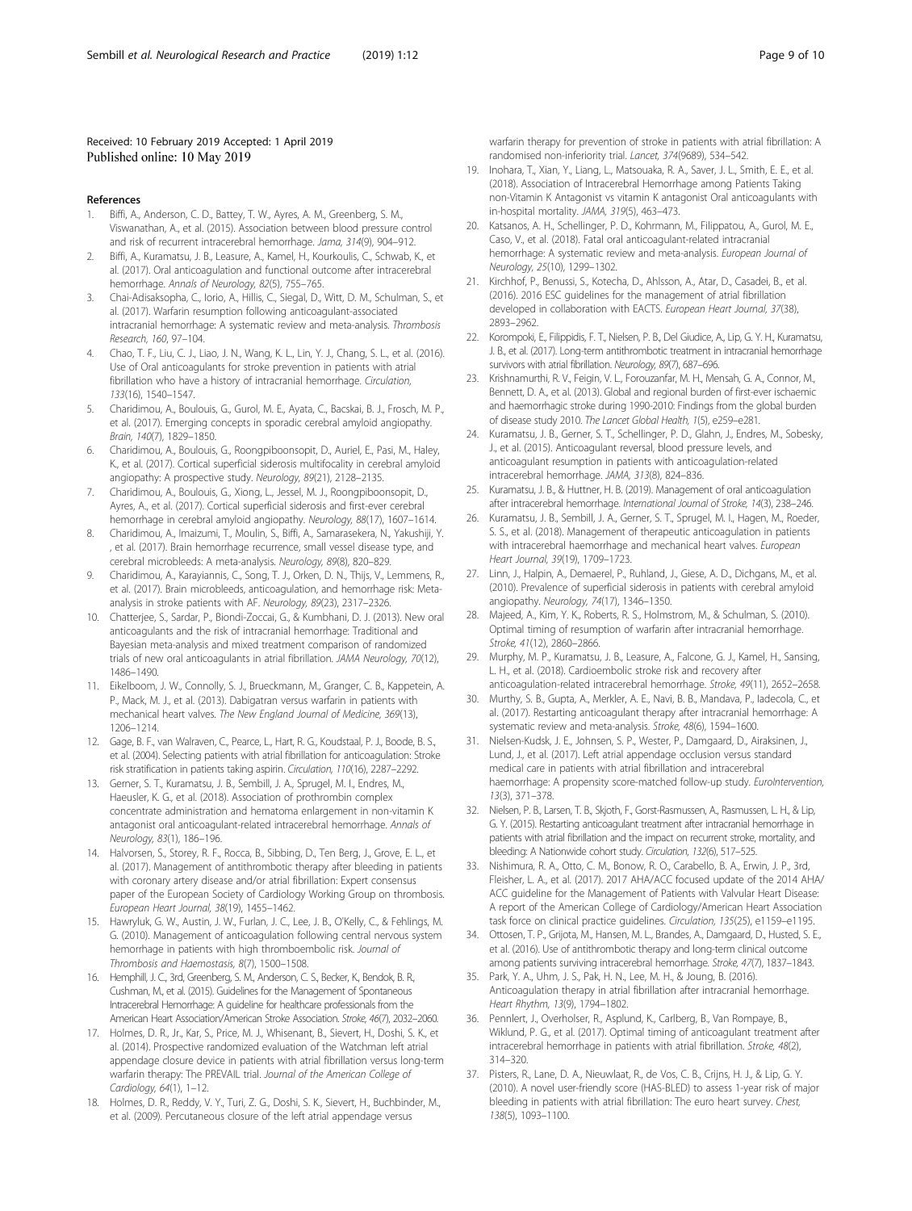Received: 10 February 2019 Accepted: 1 April 2019
Published online: 10 May 2019

## References

1. Biffi, A., Anderson, C. D., Battey, T. W., Ayres, A. M., Greenberg, S. M., Viswanathan, A., et al. (2015). Association between blood pressure control and risk of recurrent intracerebral hemorrhage. *Jama, 314*(9), 904–912.
2. Biffi, A., Kuramatsu, J. B., Leasure, A., Kamel, H., Kourkoulis, C., Schwab, K., et al. (2017). Oral anticoagulation and functional outcome after intracerebral hemorrhage. *Annals of Neurology, 82*(5), 755–765.
3. Chai-Adisaksopha, C., Iorio, A., Hillis, C., Siegal, D., Witt, D. M., Schulman, S., et al. (2017). Warfarin resumption following anticoagulant-associated intracranial hemorrhage: A systematic review and meta-analysis. *Thrombosis Research, 160*, 97–104.
4. Chao, T. F., Liu, C. J., Liao, J. N., Wang, K. L., Lin, Y. J., Chang, S. L., et al. (2016). Use of Oral anticoagulants for stroke prevention in patients with atrial fibrillation who have a history of intracranial hemorrhage. *Circulation, 133*(16), 1540–1547.
5. Charidimou, A., Boulouis, G., Gurol, M. E., Ayata, C., Bacskai, B. J., Frosch, M. P., et al. (2017). Emerging concepts in sporadic cerebral amyloid angiopathy. *Brain, 140*(7), 1829–1850.
6. Charidimou, A., Boulouis, G., Roongpiboonsopit, D., Auriel, E., Pasi, M., Haley, K., et al. (2017). Cortical superficial siderosis multifocality in cerebral amyloid angiopathy: A prospective study. *Neurology, 89*(21), 2128–2135.
7. Charidimou, A., Boulouis, G., Xiong, L., Jessel, M. J., Roongpiboonsopit, D., Ayres, A., et al. (2017). Cortical superficial siderosis and first-ever cerebral hemorrhage in cerebral amyloid angiopathy. *Neurology, 88*(17), 1607–1614.
8. Charidimou, A., Imaizumi, T., Moulin, S., Biffi, A., Samarasekera, N., Yakushiji, Y. , et al. (2017). Brain hemorrhage recurrence, small vessel disease type, and cerebral microbleeds: A meta-analysis. *Neurology, 89*(8), 820–829.
9. Charidimou, A., Karayiannis, C., Song, T. J., Orken, D. N., Thijs, V., Lemmens, R., et al. (2017). Brain microbleeds, anticoagulation, and hemorrhage risk: Meta-analysis in stroke patients with AF. *Neurology, 89*(23), 2317–2326.
10. Chatterjee, S., Sardar, P., Biondi-Zoccai, G., & Kumbhani, D. J. (2013). New oral anticoagulants and the risk of intracranial hemorrhage: Traditional and Bayesian meta-analysis and mixed treatment comparison of randomized trials of new oral anticoagulants in atrial fibrillation. *JAMA Neurology, 70*(12), 1486–1490.
11. Eikelboom, J. W., Connolly, S. J., Brueckmann, M., Granger, C. B., Kappetein, A. P., Mack, M. J., et al. (2013). Dabigatran versus warfarin in patients with mechanical heart valves. *The New England Journal of Medicine, 369*(13), 1206–1214.
12. Gage, B. F., van Walraven, C., Pearce, L., Hart, R. G., Koudstaal, P. J., Boode, B. S., et al. (2004). Selecting patients with atrial fibrillation for anticoagulation: Stroke risk stratification in patients taking aspirin. *Circulation, 110*(16), 2287–2292.
13. Gerner, S. T., Kuramatsu, J. B., Sembill, J. A., Sprugel, M. I., Endres, M., Haeusler, K. G., et al. (2018). Association of prothrombin complex concentrate administration and hematoma enlargement in non-vitamin K antagonist oral anticoagulant-related intracerebral hemorrhage. *Annals of Neurology, 83*(1), 186–196.
14. Halvorsen, S., Storey, R. F., Rocca, B., Sibbing, D., Ten Berg, J., Grove, E. L., et al. (2017). Management of antithrombotic therapy after bleeding in patients with coronary artery disease and/or atrial fibrillation: Expert consensus paper of the European Society of Cardiology Working Group on thrombosis. *European Heart Journal, 38*(19), 1455–1462.
15. Hawryluk, G. W., Austin, J. W., Furlan, J. C., Lee, J. B., O'Kelly, C., & Fehlings, M. G. (2010). Management of anticoagulation following central nervous system hemorrhage in patients with high thromboembolic risk. *Journal of Thrombosis and Haemostasis, 8*(7), 1500–1508.
16. Hemphill, J. C., 3rd, Greenberg, S. M., Anderson, C. S., Becker, K., Bendok, B. R., Cushman, M., et al. (2015). Guidelines for the Management of Spontaneous Intracerebral Hemorrhage: A guideline for healthcare professionals from the American Heart Association/American Stroke Association. *Stroke, 46*(7), 2032–2060.
17. Holmes, D. R., Jr., Kar, S., Price, M. J., Whisenant, B., Sievert, H., Doshi, S. K., et al. (2014). Prospective randomized evaluation of the Watchman left atrial appendage closure device in patients with atrial fibrillation versus long-term warfarin therapy: The PREVAIL trial. *Journal of the American College of Cardiology, 64*(1), 1–12.
18. Holmes, D. R., Reddy, V. Y., Turi, Z. G., Doshi, S. K., Sievert, H., Buchbinder, M., et al. (2009). Percutaneous closure of the left atrial appendage versus warfarin therapy for prevention of stroke in patients with atrial fibrillation: A randomised non-inferiority trial. *Lancet, 374*(9689), 534–542.
19. Inohara, T., Xian, Y., Liang, L., Matsouaka, R. A., Saver, J. L., Smith, E. E., et al. (2018). Association of Intracerebral Hemorrhage among Patients Taking non-Vitamin K Antagonist vs vitamin K antagonist Oral anticoagulants with in-hospital mortality. *JAMA, 319*(5), 463–473.
20. Katsanos, A. H., Schellinger, P. D., Kohrmann, M., Filippatou, A., Gurol, M. E., Caso, V., et al. (2018). Fatal oral anticoagulant-related intracranial hemorrhage: A systematic review and meta-analysis. *European Journal of Neurology, 25*(10), 1299–1302.
21. Kirchhof, P., Benussi, S., Kotecha, D., Ahlsson, A., Atar, D., Casadei, B., et al. (2016). 2016 ESC guidelines for the management of atrial fibrillation developed in collaboration with EACTS. *European Heart Journal, 37*(38), 2893–2962.
22. Korompoki, E., Filippidis, F. T., Nielsen, P. B., Del Giudice, A., Lip, G. Y. H., Kuramatsu, J. B., et al. (2017). Long-term antithrombotic treatment in intracranial hemorrhage survivors with atrial fibrillation. *Neurology, 89*(7), 687–696.
23. Krishnamurthi, R. V., Feigin, V. L., Forouzanfar, M. H., Mensah, G. A., Connor, M., Bennett, D. A., et al. (2013). Global and regional burden of first-ever ischaemic and haemorrhagic stroke during 1990-2010: Findings from the global burden of disease study 2010. *The Lancet Global Health, 1*(5), e259–e281.
24. Kuramatsu, J. B., Gerner, S. T., Schellinger, P. D., Glahn, J., Endres, M., Sobesky, J., et al. (2015). Anticoagulant reversal, blood pressure levels, and anticoagulant resumption in patients with anticoagulation-related intracerebral hemorrhage. *JAMA, 313*(8), 824–836.
25. Kuramatsu, J. B., & Huttner, H. B. (2019). Management of oral anticoagulation after intracerebral hemorrhage. *International Journal of Stroke, 14*(3), 238–246.
26. Kuramatsu, J. B., Sembill, J. A., Gerner, S. T., Sprugel, M. I., Hagen, M., Roeder, S. S., et al. (2018). Management of therapeutic anticoagulation in patients with intracerebral haemorrhage and mechanical heart valves. *European Heart Journal, 39*(19), 1709–1723.
27. Linn, J., Halpin, A., Demaerel, P., Ruhland, J., Giese, A. D., Dichgans, M., et al. (2010). Prevalence of superficial siderosis in patients with cerebral amyloid angiopathy. *Neurology, 74*(17), 1346–1350.
28. Majeed, A., Kim, Y. K., Roberts, R. S., Holmstrom, M., & Schulman, S. (2010). Optimal timing of resumption of warfarin after intracranial hemorrhage. *Stroke, 41*(12), 2860–2866.
29. Murphy, M. P., Kuramatsu, J. B., Leasure, A., Falcone, G. J., Kamel, H., Sansing, L. H., et al. (2018). Cardioembolic stroke risk and recovery after anticoagulation-related intracerebral hemorrhage. *Stroke, 49*(11), 2652–2658.
30. Murthy, S. B., Gupta, A., Merkler, A. E., Navi, B. B., Mandava, P., Iadecola, C., et al. (2017). Restarting anticoagulant therapy after intracranial hemorrhage: A systematic review and meta-analysis. *Stroke, 48*(6), 1594–1600.
31. Nielsen-Kudsk, J. E., Johnsen, S. P., Wester, P., Damgaard, D., Airaksinen, J., Lund, J., et al. (2017). Left atrial appendage occlusion versus standard medical care in patients with atrial fibrillation and intracerebral haemorrhage: A propensity score-matched follow-up study. *EuroIntervention, 13*(3), 371–378.
32. Nielsen, P. B., Larsen, T. B., Skjoth, F., Gorst-Rasmussen, A., Rasmussen, L. H., & Lip, G. Y. (2015). Restarting anticoagulant treatment after intracranial hemorrhage in patients with atrial fibrillation and the impact on recurrent stroke, mortality, and bleeding: A Nationwide cohort study. *Circulation, 132*(6), 517–525.
33. Nishimura, R. A., Otto, C. M., Bonow, R. O., Carabello, B. A., Erwin, J. P., 3rd, Fleisher, L. A., et al. (2017). 2017 AHA/ACC focused update of the 2014 AHA/ACC guideline for the Management of Patients with Valvular Heart Disease: A report of the American College of Cardiology/American Heart Association task force on clinical practice guidelines. *Circulation, 135*(25), e1159–e1195.
34. Ottosen, T. P., Grijota, M., Hansen, M. L., Brandes, A., Damgaard, D., Husted, S. E., et al. (2016). Use of antithrombotic therapy and long-term clinical outcome among patients surviving intracerebral hemorrhage. *Stroke, 47*(7), 1837–1843.
35. Park, Y. A., Uhm, J. S., Pak, H. N., Lee, M. H., & Joung, B. (2016). Anticoagulation therapy in atrial fibrillation after intracranial hemorrhage. *Heart Rhythm, 13*(9), 1794–1802.
36. Pennlert, J., Overholser, R., Asplund, K., Carlberg, B., Van Rompaye, B., Wiklund, P. G., et al. (2017). Optimal timing of anticoagulant treatment after intracerebral hemorrhage in patients with atrial fibrillation. *Stroke, 48*(2), 314–320.
37. Pisters, R., Lane, D. A., Nieuwlaat, R., de Vos, C. B., Crijns, H. J., & Lip, G. Y. (2010). A novel user-friendly score (HAS-BLED) to assess 1-year risk of major bleeding in patients with atrial fibrillation: The euro heart survey. *Chest, 138*(5), 1093–1100.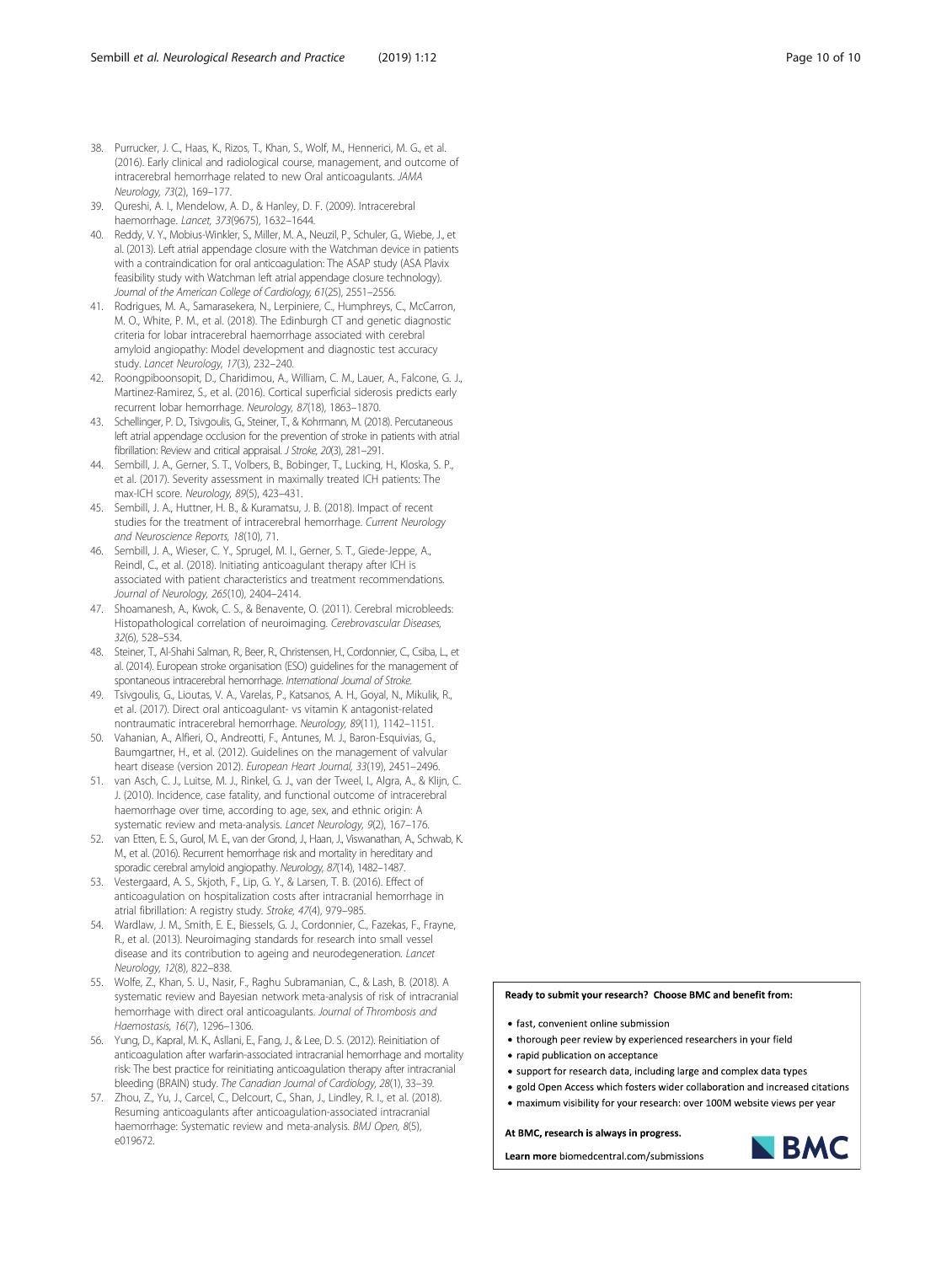38. Purrucker, J. C., Haas, K., Rizos, T., Khan, S., Wolf, M., Hennerici, M. G., et al. (2016). Early clinical and radiological course, management, and outcome of intracerebral hemorrhage related to new Oral anticoagulants. *JAMA Neurology, 73*(2), 169–177.
39. Qureshi, A. I., Mendelow, A. D., & Hanley, D. F. (2009). Intracerebral haemorrhage. *Lancet, 373*(9675), 1632–1644.
40. Reddy, V. Y., Mobius-Winkler, S., Miller, M. A., Neuzil, P., Schuler, G., Wiebe, J., et al. (2013). Left atrial appendage closure with the Watchman device in patients with a contraindication for oral anticoagulation: The ASAP study (ASA Plavix feasibility study with Watchman left atrial appendage closure technology). *Journal of the American College of Cardiology, 61*(25), 2551–2556.
41. Rodrigues, M. A., Samarasekera, N., Lerpiniere, C., Humphreys, C., McCarron, M. O., White, P. M., et al. (2018). The Edinburgh CT and genetic diagnostic criteria for lobar intracerebral haemorrhage associated with cerebral amyloid angiopathy: Model development and diagnostic test accuracy study. *Lancet Neurology, 17*(3), 232–240.
42. Roongpiboonsopit, D., Charidimou, A., William, C. M., Lauer, A., Falcone, G. J., Martinez-Ramirez, S., et al. (2016). Cortical superficial siderosis predicts early recurrent lobar hemorrhage. *Neurology, 87*(18), 1863–1870.
43. Schellinger, P. D., Tsivgoulis, G., Steiner, T., & Kohrmann, M. (2018). Percutaneous left atrial appendage occlusion for the prevention of stroke in patients with atrial fibrillation: Review and critical appraisal. *J Stroke, 20*(3), 281–291.
44. Sembill, J. A., Gerner, S. T., Volbers, B., Bobinger, T., Lucking, H., Kloska, S. P., et al. (2017). Severity assessment in maximally treated ICH patients: The max-ICH score. *Neurology, 89*(5), 423–431.
45. Sembill, J. A., Huttner, H. B., & Kuramatsu, J. B. (2018). Impact of recent studies for the treatment of intracerebral hemorrhage. *Current Neurology and Neuroscience Reports, 18*(10), 71.
46. Sembill, J. A., Wieser, C. Y., Sprugel, M. I., Gerner, S. T., Giede-Jeppe, A., Reindl, C., et al. (2018). Initiating anticoagulant therapy after ICH is associated with patient characteristics and treatment recommendations. *Journal of Neurology, 265*(10), 2404–2414.
47. Shoamanesh, A., Kwok, C. S., & Benavente, O. (2011). Cerebral microbleeds: Histopathological correlation of neuroimaging. *Cerebrovascular Diseases, 32*(6), 528–534.
48. Steiner, T., Al-Shahi Salman, R., Beer, R., Christensen, H., Cordonnier, C., Csiba, L., et al. (2014). European stroke organisation (ESO) guidelines for the management of spontaneous intracerebral hemorrhage. *International Journal of Stroke.*
49. Tsivgoulis, G., Lioutas, V. A., Varelas, P., Katsanos, A. H., Goyal, N., Mikulik, R., et al. (2017). Direct oral anticoagulant- vs vitamin K antagonist-related nontraumatic intracerebral hemorrhage. *Neurology, 89*(11), 1142–1151.
50. Vahanian, A., Alfieri, O., Andreotti, F., Antunes, M. J., Baron-Esquivias, G., Baumgartner, H., et al. (2012). Guidelines on the management of valvular heart disease (version 2012). *European Heart Journal, 33*(19), 2451–2496.
51. van Asch, C. J., Luitse, M. J., Rinkel, G. J., van der Tweel, I., Algra, A., & Klijn, C. J. (2010). Incidence, case fatality, and functional outcome of intracerebral haemorrhage over time, according to age, sex, and ethnic origin: A systematic review and meta-analysis. *Lancet Neurology, 9*(2), 167–176.
52. van Etten, E. S., Gurol, M. E., van der Grond, J., Haan, J., Viswanathan, A., Schwab, K. M., et al. (2016). Recurrent hemorrhage risk and mortality in hereditary and sporadic cerebral amyloid angiopathy. *Neurology, 87*(14), 1482–1487.
53. Vestergaard, A. S., Skjoth, F., Lip, G. Y., & Larsen, T. B. (2016). Effect of anticoagulation on hospitalization costs after intracranial hemorrhage in atrial fibrillation: A registry study. *Stroke, 47*(4), 979–985.
54. Wardlaw, J. M., Smith, E. E., Biessels, G. J., Cordonnier, C., Fazekas, F., Frayne, R., et al. (2013). Neuroimaging standards for research into small vessel disease and its contribution to ageing and neurodegeneration. *Lancet Neurology, 12*(8), 822–838.
55. Wolfe, Z., Khan, S. U., Nasir, F., Raghu Subramanian, C., & Lash, B. (2018). A systematic review and Bayesian network meta-analysis of risk of intracranial hemorrhage with direct oral anticoagulants. *Journal of Thrombosis and Haemostasis, 16*(7), 1296–1306.
56. Yung, D., Kapral, M. K., Asllani, E., Fang, J., & Lee, D. S. (2012). Reinitiation of anticoagulation after warfarin-associated intracranial hemorrhage and mortality risk: The best practice for reinitiating anticoagulation therapy after intracranial bleeding (BRAIN) study. *The Canadian Journal of Cardiology, 28*(1), 33–39.
57. Zhou, Z., Yu, J., Carcel, C., Delcourt, C., Shan, J., Lindley, R. I., et al. (2018). Resuming anticoagulants after anticoagulation-associated intracranial haemorrhage: Systematic review and meta-analysis. *BMJ Open, 8*(5), e019672.

**Ready to submit your research? Choose BMC and benefit from:**

- fast, convenient online submission
- thorough peer review by experienced researchers in your field
- rapid publication on acceptance
- support for research data, including large and complex data types
- gold Open Access which fosters wider collaboration and increased citations
- maximum visibility for your research: over 100M website views per year

**At BMC, research is always in progress.**

**Learn more** biomedcentral.com/submissions

BMC